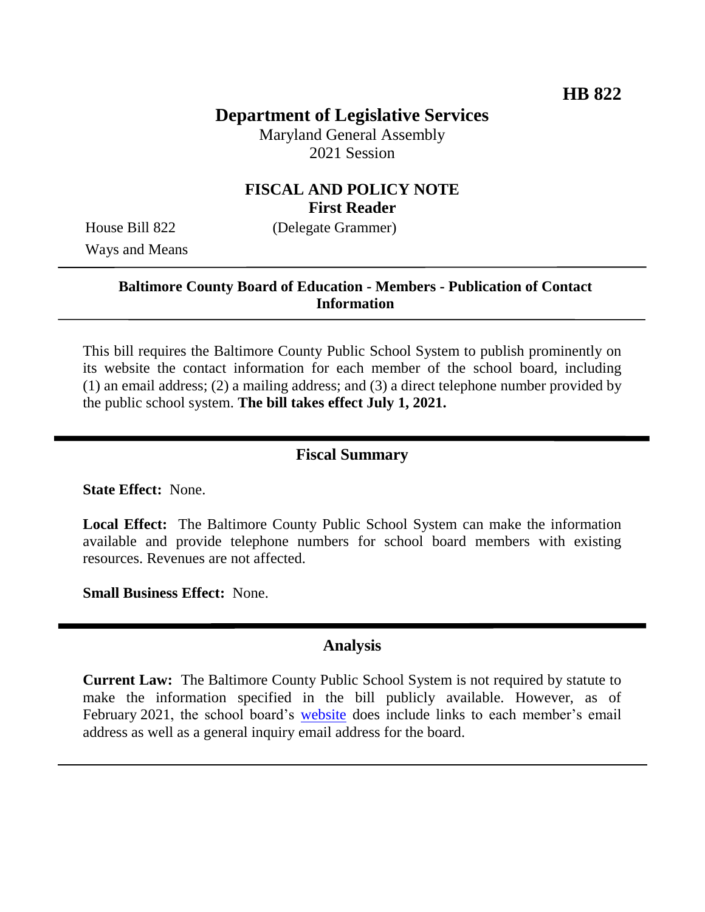**HB 822**

# Department of Legislative Services

Maryland General Assembly
2021 Session

## FISCAL AND POLICY NOTE
**First Reader**

House Bill 822 (Delegate Grammer)
Ways and Means

---

**Baltimore County Board of Education - Members - Publication of Contact Information**

---

This bill requires the Baltimore County Public School System to publish prominently on its website the contact information for each member of the school board, including (1) an email address; (2) a mailing address; and (3) a direct telephone number provided by the public school system. **The bill takes effect July 1, 2021.**

---

## Fiscal Summary

**State Effect:** None.

**Local Effect:** The Baltimore County Public School System can make the information available and provide telephone numbers for school board members with existing resources. Revenues are not affected.

**Small Business Effect:** None.

---

## Analysis

**Current Law:** The Baltimore County Public School System is not required by statute to make the information specified in the bill publicly available. However, as of February 2021, the school board's website does include links to each member's email address as well as a general inquiry email address for the board.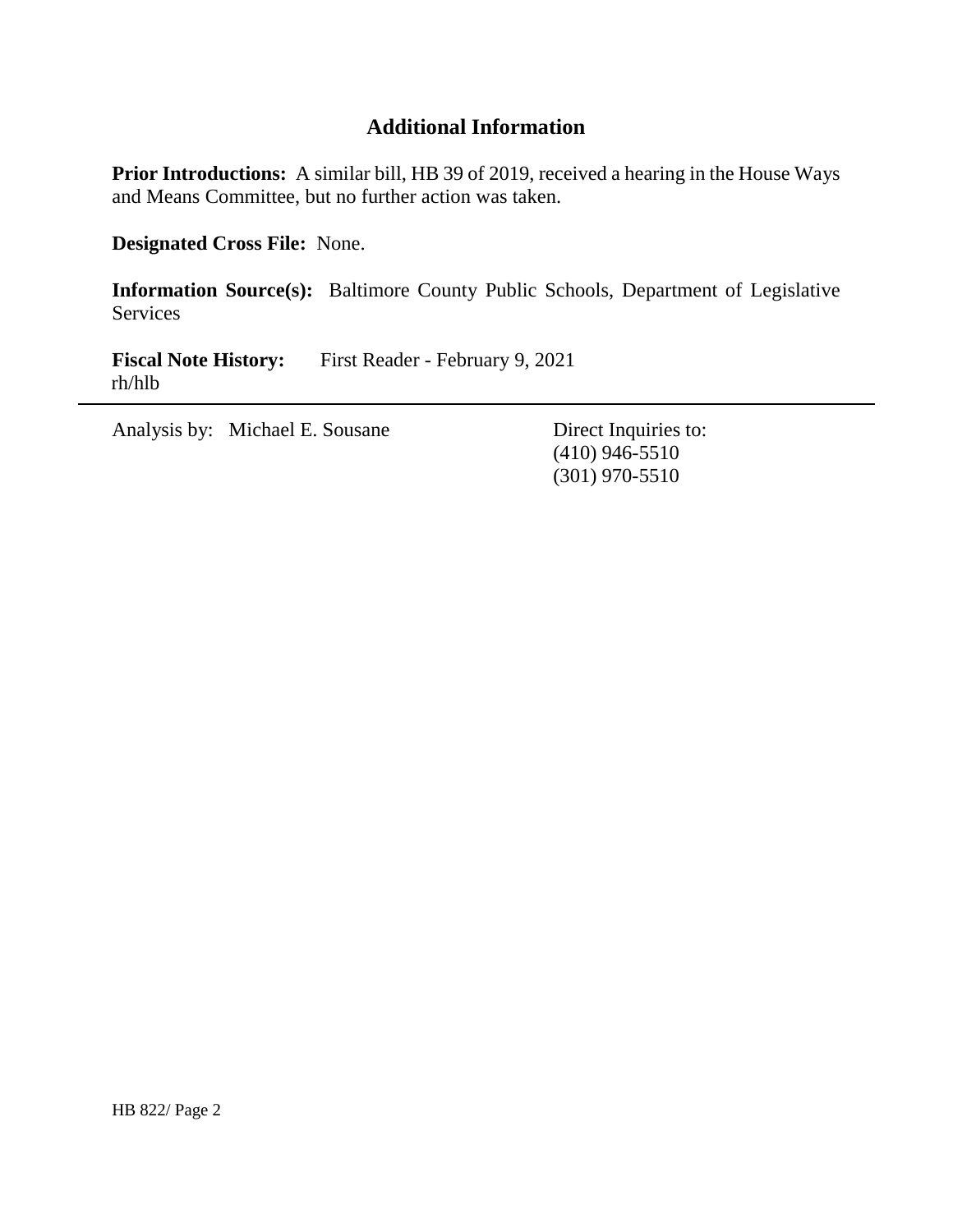## Additional Information

**Prior Introductions:** A similar bill, HB 39 of 2019, received a hearing in the House Ways and Means Committee, but no further action was taken.

**Designated Cross File:** None.

**Information Source(s):** Baltimore County Public Schools, Department of Legislative Services

**Fiscal Note History:** First Reader - February 9, 2021
rh/hlb

---

Analysis by: Michael E. Sousane

Direct Inquiries to:
(410) 946-5510
(301) 970-5510